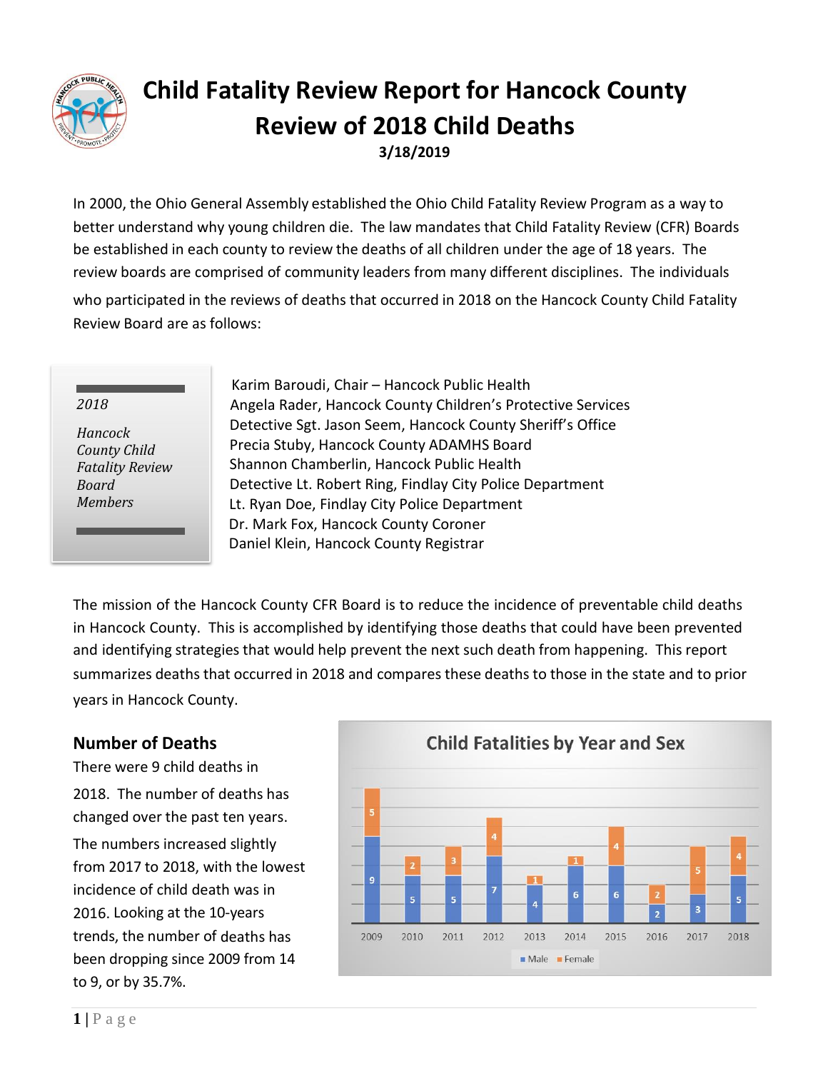# Child Fatality Review Report for Hancock County

## Review of 2018 Child Deaths

**3/18/2019**

In 2000, the Ohio General Assembly established the Ohio Child Fatality Review Program as a way to better understand why young children die. The law mandates that Child Fatality Review (CFR) Boards be established in each county to review the deaths of all children under the age of 18 years. The review boards are comprised of community leaders from many different disciplines. The individuals who participated in the reviews of deaths that occurred in 2018 on the Hancock County Child Fatality Review Board are as follows:

*2018 Hancock County Child Fatality Review Board Members*

Karim Baroudi, Chair – Hancock Public Health
Angela Rader, Hancock County Children's Protective Services
Detective Sgt. Jason Seem, Hancock County Sheriff's Office
Precia Stuby, Hancock County ADAMHS Board
Shannon Chamberlin, Hancock Public Health
Detective Lt. Robert Ring, Findlay City Police Department
Lt. Ryan Doe, Findlay City Police Department
Dr. Mark Fox, Hancock County Coroner
Daniel Klein, Hancock County Registrar

The mission of the Hancock County CFR Board is to reduce the incidence of preventable child deaths in Hancock County. This is accomplished by identifying those deaths that could have been prevented and identifying strategies that would help prevent the next such death from happening. This report summarizes deaths that occurred in 2018 and compares these deaths to those in the state and to prior years in Hancock County.

### Number of Deaths

There were 9 child deaths in 2018. The number of deaths has changed over the past ten years. The numbers increased slightly from 2017 to 2018, with the lowest incidence of child death was in 2016. Looking at the 10-years trends, the number of deaths has been dropping since 2009 from 14 to 9, or by 35.7%.

**Child Fatalities by Year and Sex**

| Year | Male | Female |
|---|---|---|
| 2009 | 9 | 5 |
| 2010 | 5 | 2 |
| 2011 | 5 | 3 |
| 2012 | 7 | 4 |
| 2013 | 4 | 1 |
| 2014 | 6 | 1 |
| 2015 | 6 | 4 |
| 2016 | 2 | 2 |
| 2017 | 3 | 5 |
| 2018 | 5 | 4 |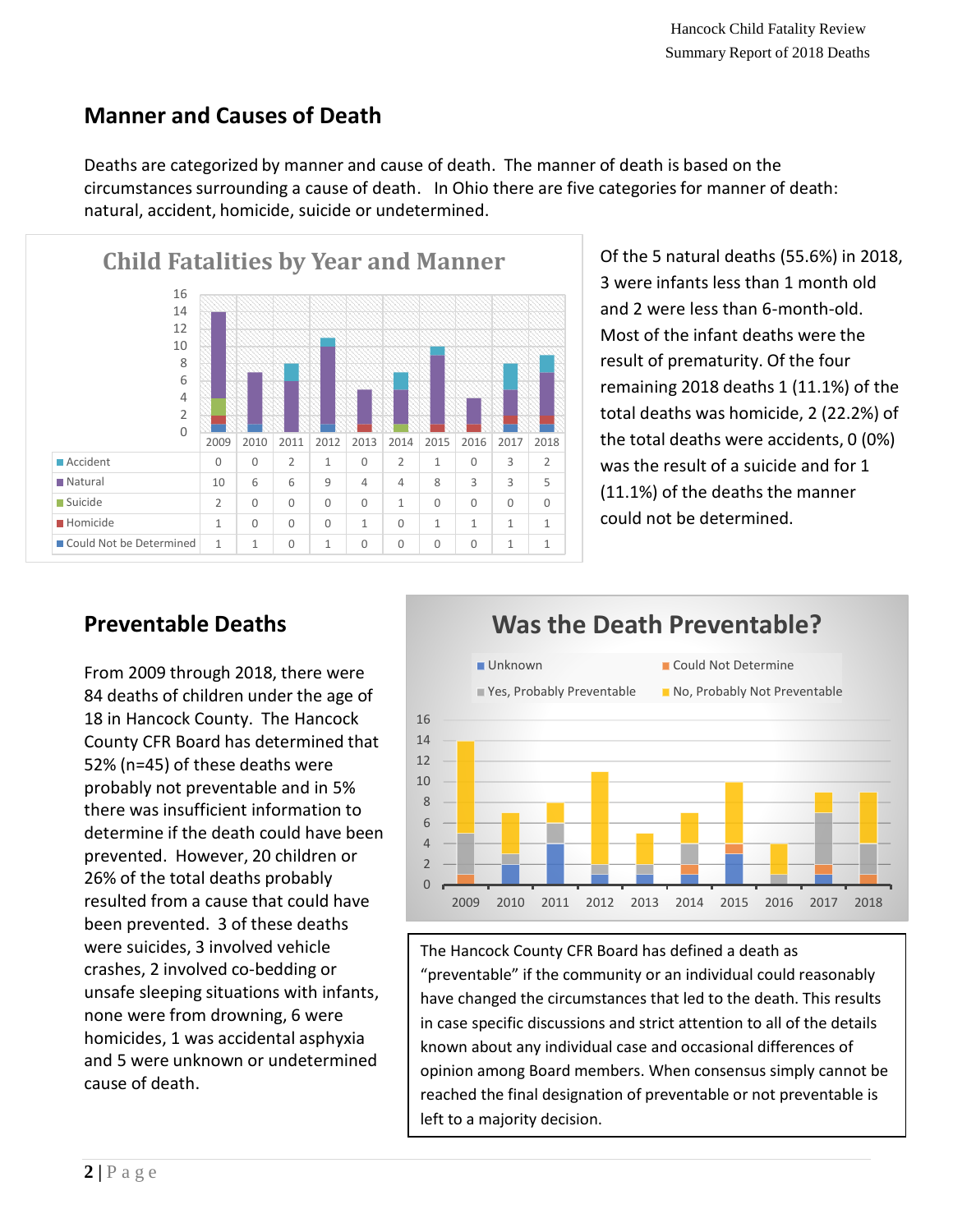## Manner and Causes of Death

Deaths are categorized by manner and cause of death. The manner of death is based on the circumstances surrounding a cause of death. In Ohio there are five categories for manner of death: natural, accident, homicide, suicide or undetermined.

**Child Fatalities by Year and Manner**

| | 2009 | 2010 | 2011 | 2012 | 2013 | 2014 | 2015 | 2016 | 2017 | 2018 |
|---|---|---|---|---|---|---|---|---|---|---|
| Accident | 0 | 0 | 2 | 1 | 0 | 2 | 1 | 0 | 3 | 2 |
| Natural | 10 | 6 | 6 | 9 | 4 | 4 | 8 | 3 | 3 | 5 |
| Suicide | 2 | 0 | 0 | 0 | 0 | 1 | 0 | 0 | 0 | 0 |
| Homicide | 1 | 0 | 0 | 0 | 1 | 0 | 1 | 1 | 1 | 1 |
| Could Not be Determined | 1 | 1 | 0 | 1 | 0 | 0 | 0 | 0 | 1 | 1 |

Of the 5 natural deaths (55.6%) in 2018, 3 were infants less than 1 month old and 2 were less than 6-month-old. Most of the infant deaths were the result of prematurity. Of the four remaining 2018 deaths 1 (11.1%) of the total deaths was homicide, 2 (22.2%) of the total deaths were accidents, 0 (0%) was the result of a suicide and for 1 (11.1%) of the deaths the manner could not be determined.

## Preventable Deaths

From 2009 through 2018, there were 84 deaths of children under the age of 18 in Hancock County. The Hancock County CFR Board has determined that 52% (n=45) of these deaths were probably not preventable and in 5% there was insufficient information to determine if the death could have been prevented. However, 20 children or 26% of the total deaths probably resulted from a cause that could have been prevented. 3 of these deaths were suicides, 3 involved vehicle crashes, 2 involved co-bedding or unsafe sleeping situations with infants, none were from drowning, 6 were homicides, 1 was accidental asphyxia and 5 were unknown or undetermined cause of death.

**Was the Death Preventable?**

(Chart legend: Unknown; Could Not Determine; Yes, Probably Preventable; No, Probably Not Preventable — years 2009–2018)

The Hancock County CFR Board has defined a death as "preventable" if the community or an individual could reasonably have changed the circumstances that led to the death. This results in case specific discussions and strict attention to all of the details known about any individual case and occasional differences of opinion among Board members. When consensus simply cannot be reached the final designation of preventable or not preventable is left to a majority decision.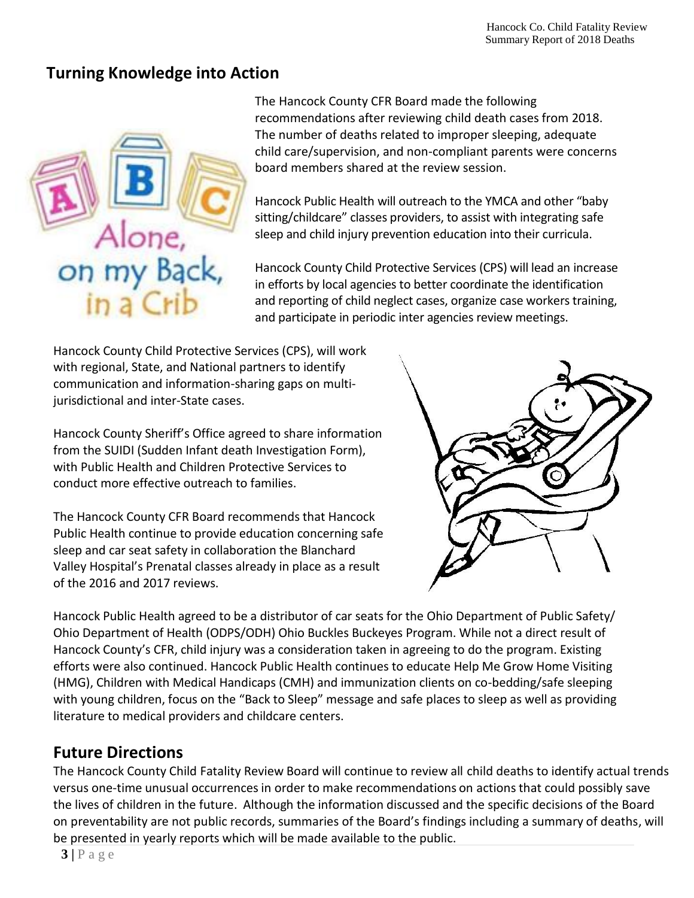## Turning Knowledge into Action

The Hancock County CFR Board made the following recommendations after reviewing child death cases from 2018. The number of deaths related to improper sleeping, adequate child care/supervision, and non-compliant parents were concerns board members shared at the review session.

Hancock Public Health will outreach to the YMCA and other "baby sitting/childcare" classes providers, to assist with integrating safe sleep and child injury prevention education into their curricula.

Hancock County Child Protective Services (CPS) will lead an increase in efforts by local agencies to better coordinate the identification and reporting of child neglect cases, organize case workers training, and participate in periodic inter agencies review meetings.

Hancock County Child Protective Services (CPS), will work with regional, State, and National partners to identify communication and information-sharing gaps on multi-jurisdictional and inter-State cases.

Hancock County Sheriff's Office agreed to share information from the SUIDI (Sudden Infant death Investigation Form), with Public Health and Children Protective Services to conduct more effective outreach to families.

The Hancock County CFR Board recommends that Hancock Public Health continue to provide education concerning safe sleep and car seat safety in collaboration the Blanchard Valley Hospital's Prenatal classes already in place as a result of the 2016 and 2017 reviews.

Hancock Public Health agreed to be a distributor of car seats for the Ohio Department of Public Safety/ Ohio Department of Health (ODPS/ODH) Ohio Buckles Buckeyes Program. While not a direct result of Hancock County's CFR, child injury was a consideration taken in agreeing to do the program. Existing efforts were also continued. Hancock Public Health continues to educate Help Me Grow Home Visiting (HMG), Children with Medical Handicaps (CMH) and immunization clients on co-bedding/safe sleeping with young children, focus on the "Back to Sleep" message and safe places to sleep as well as providing literature to medical providers and childcare centers.

## Future Directions

The Hancock County Child Fatality Review Board will continue to review all child deaths to identify actual trends versus one-time unusual occurrences in order to make recommendations on actions that could possibly save the lives of children in the future. Although the information discussed and the specific decisions of the Board on preventability are not public records, summaries of the Board's findings including a summary of deaths, will be presented in yearly reports which will be made available to the public.